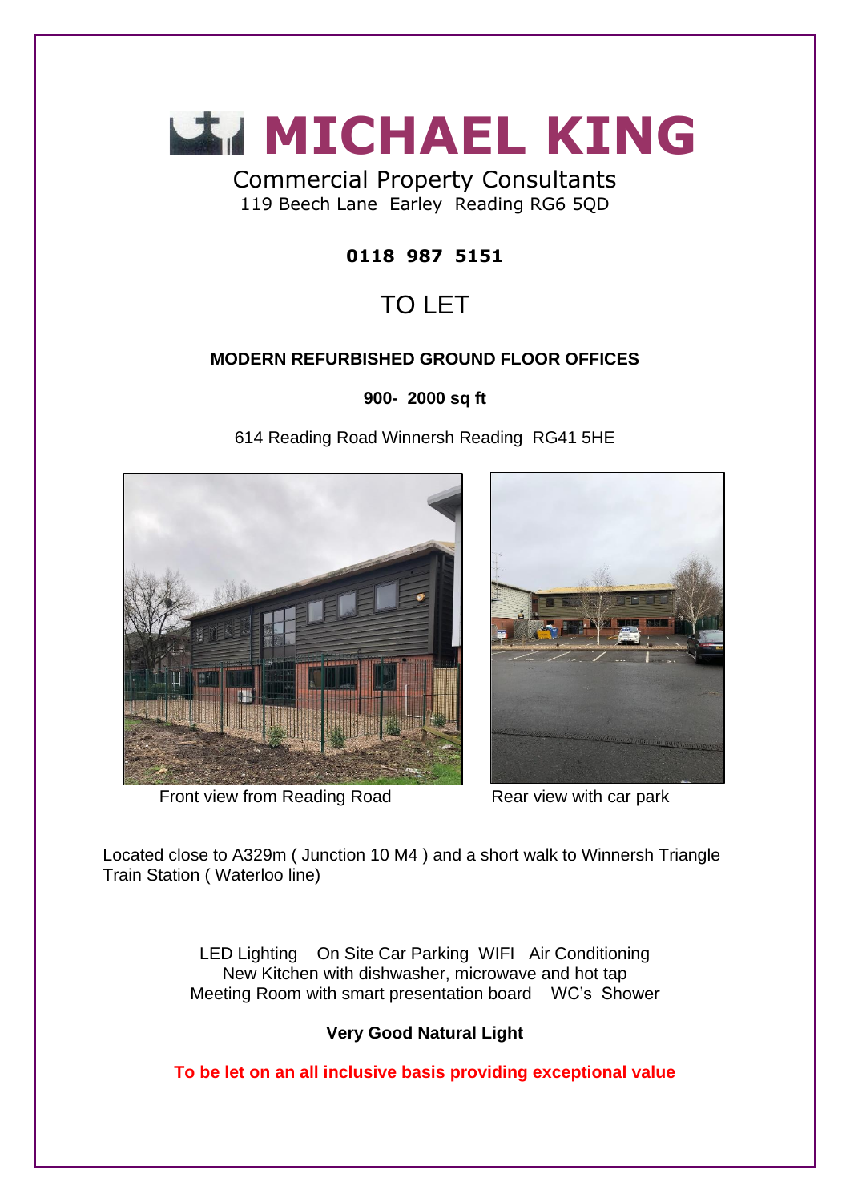# MICHAEL KING

Commercial Property Consultants
119 Beech Lane Earley Reading RG6 5QD

**0118 987 5151**

## TO LET

**MODERN REFURBISHED GROUND FLOOR OFFICES**

**900- 2000 sq ft**

614 Reading Road Winnersh Reading RG41 5HE

Front view from Reading Road

Rear view with car park

Located close to A329m ( Junction 10 M4 ) and a short walk to Winnersh Triangle Train Station ( Waterloo line)

LED Lighting On Site Car Parking WIFI Air Conditioning
New Kitchen with dishwasher, microwave and hot tap
Meeting Room with smart presentation board WC's Shower

**Very Good Natural Light**

**To be let on an all inclusive basis providing exceptional value**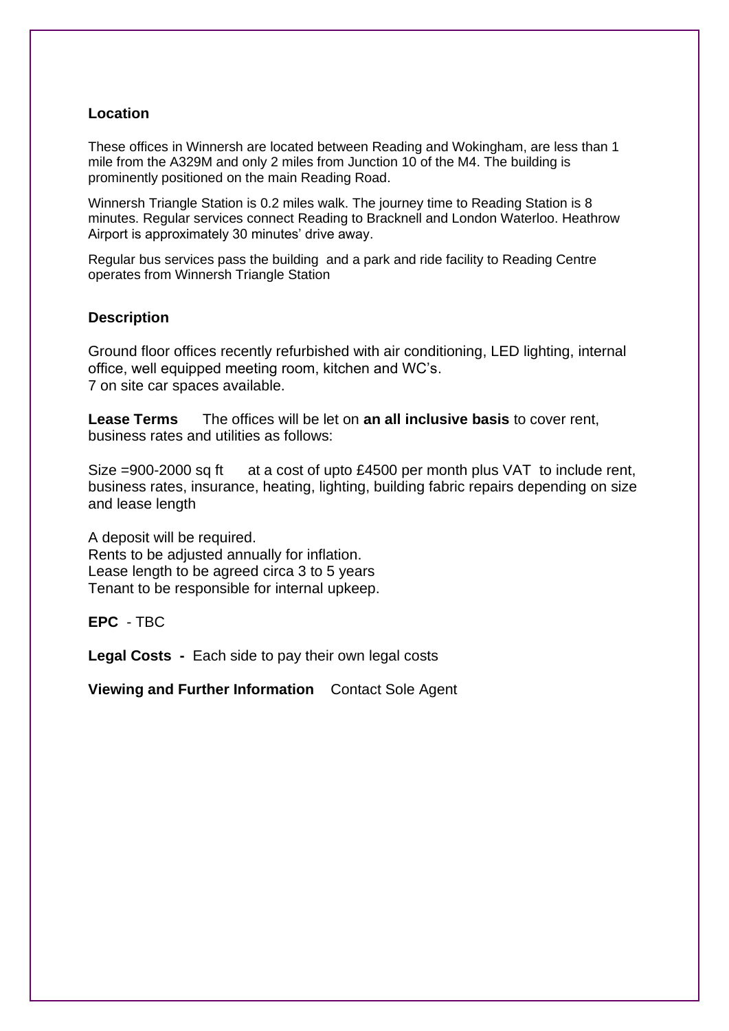## Location

These offices in Winnersh are located between Reading and Wokingham, are less than 1 mile from the A329M and only 2 miles from Junction 10 of the M4. The building is prominently positioned on the main Reading Road.

Winnersh Triangle Station is 0.2 miles walk. The journey time to Reading Station is 8 minutes. Regular services connect Reading to Bracknell and London Waterloo. Heathrow Airport is approximately 30 minutes' drive away.

Regular bus services pass the building and a park and ride facility to Reading Centre operates from Winnersh Triangle Station

## Description

Ground floor offices recently refurbished with air conditioning, LED lighting, internal office, well equipped meeting room, kitchen and WC's.
7 on site car spaces available.

**Lease Terms** The offices will be let on **an all inclusive basis** to cover rent, business rates and utilities as follows:

Size =900-2000 sq ft at a cost of upto £4500 per month plus VAT to include rent, business rates, insurance, heating, lighting, building fabric repairs depending on size and lease length

A deposit will be required.
Rents to be adjusted annually for inflation.
Lease length to be agreed circa 3 to 5 years
Tenant to be responsible for internal upkeep.

**EPC** - TBC

**Legal Costs -** Each side to pay their own legal costs

**Viewing and Further Information** Contact Sole Agent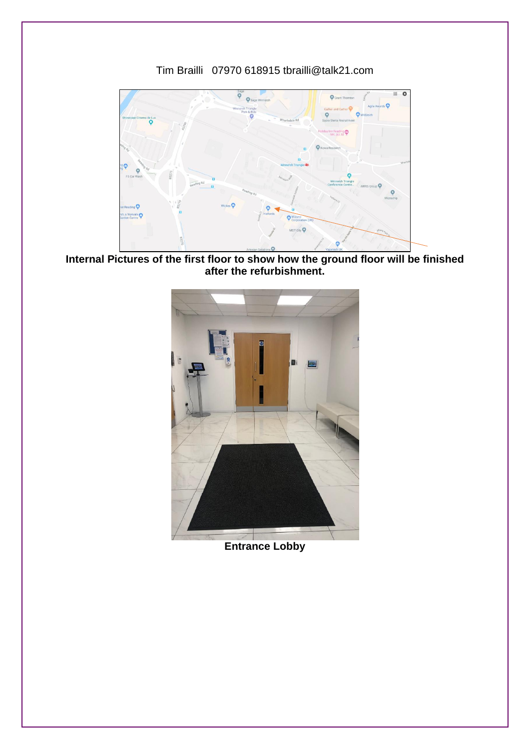Tim Brailli   07970 618915 tbrailli@talk21.com

**Internal Pictures of the first floor to show how the ground floor will be finished after the refurbishment.**

**Entrance Lobby**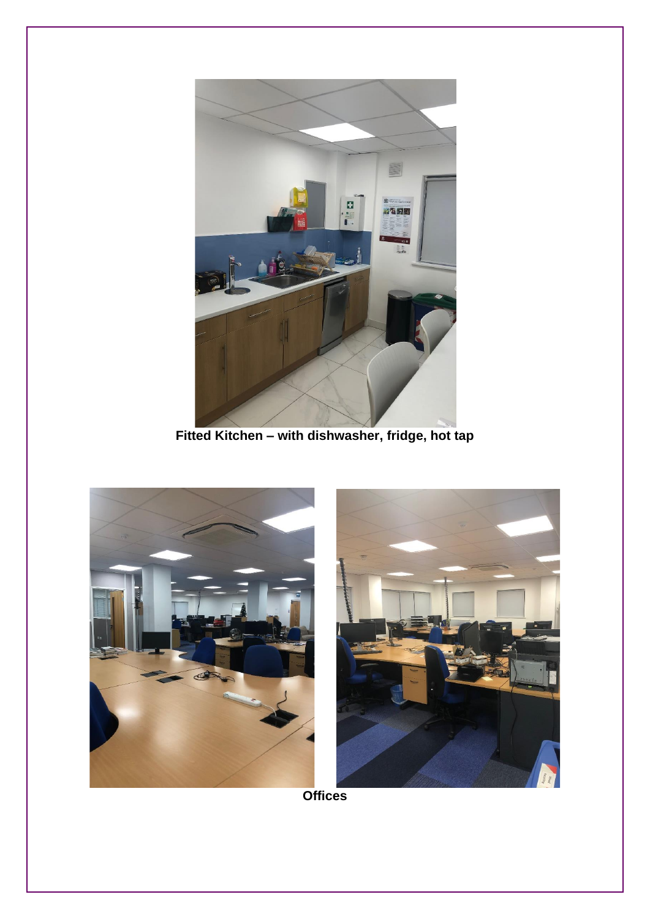**Fitted Kitchen – with dishwasher, fridge, hot tap**

**Offices**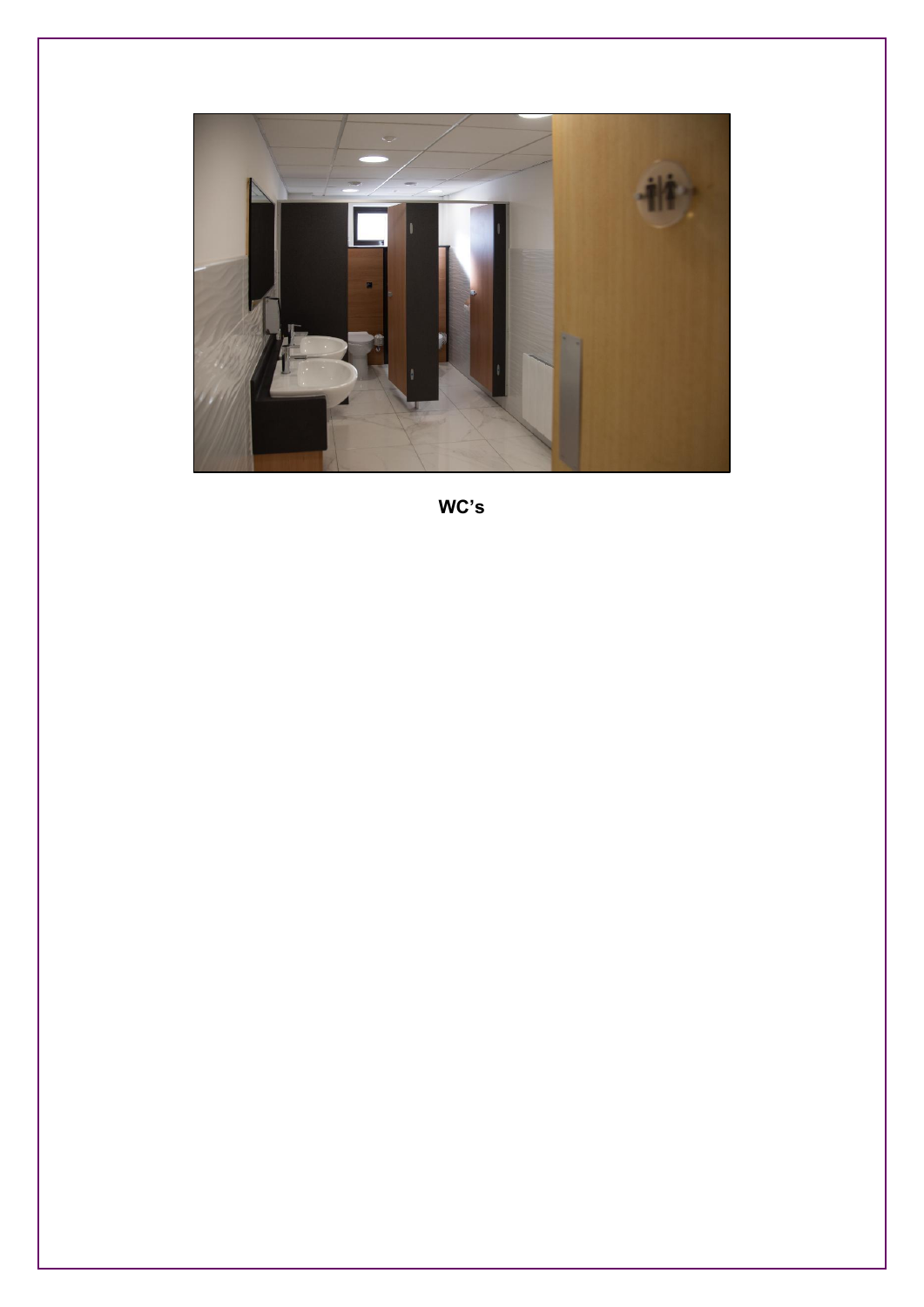**WC's**